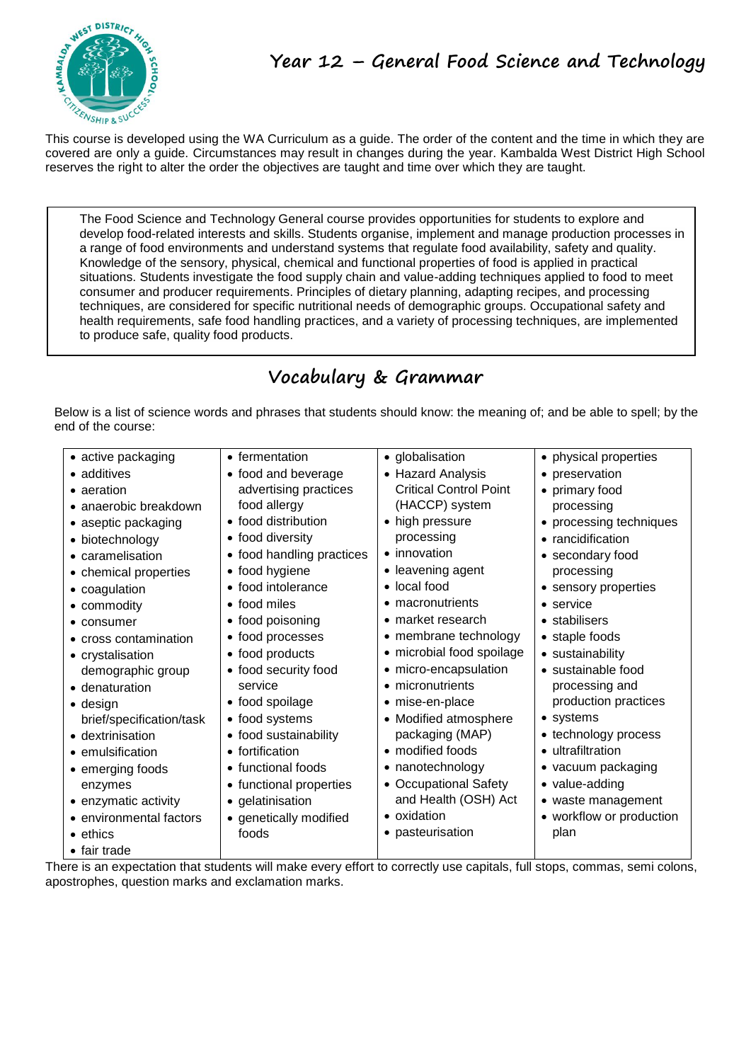# Year 12 – General Food Science and Technology

This course is developed using the WA Curriculum as a guide. The order of the content and the time in which they are covered are only a guide. Circumstances may result in changes during the year. Kambalda West District High School reserves the right to alter the order the objectives are taught and time over which they are taught.

> The Food Science and Technology General course provides opportunities for students to explore and develop food-related interests and skills. Students organise, implement and manage production processes in a range of food environments and understand systems that regulate food availability, safety and quality. Knowledge of the sensory, physical, chemical and functional properties of food is applied in practical situations. Students investigate the food supply chain and value-adding techniques applied to food to meet consumer and producer requirements. Principles of dietary planning, adapting recipes, and processing techniques, are considered for specific nutritional needs of demographic groups. Occupational safety and health requirements, safe food handling practices, and a variety of processing techniques, are implemented to produce safe, quality food products.

## Vocabulary & Grammar

Below is a list of science words and phrases that students should know: the meaning of; and be able to spell; by the end of the course:

| | | | |
|---|---|---|---|
| • active packaging<br>• additives<br>• aeration<br>• anaerobic breakdown<br>• aseptic packaging<br>• biotechnology<br>• caramelisation<br>• chemical properties<br>• coagulation<br>• commodity<br>• consumer<br>• cross contamination<br>• crystalisation demographic group<br>• denaturation<br>• design brief/specification/task<br>• dextrinisation<br>• emulsification<br>• emerging foods enzymes<br>• enzymatic activity<br>• environmental factors<br>• ethics<br>• fair trade | • fermentation<br>• food and beverage advertising practices food allergy<br>• food distribution<br>• food diversity<br>• food handling practices<br>• food hygiene<br>• food intolerance<br>• food miles<br>• food poisoning<br>• food processes<br>• food products<br>• food security food service<br>• food spoilage<br>• food systems<br>• food sustainability<br>• fortification<br>• functional foods<br>• functional properties<br>• gelatinisation<br>• genetically modified foods | • globalisation<br>• Hazard Analysis Critical Control Point (HACCP) system<br>• high pressure processing<br>• innovation<br>• leavening agent<br>• local food<br>• macronutrients<br>• market research<br>• membrane technology<br>• microbial food spoilage<br>• micro-encapsulation<br>• micronutrients<br>• mise-en-place<br>• Modified atmosphere packaging (MAP)<br>• modified foods<br>• nanotechnology<br>• Occupational Safety and Health (OSH) Act<br>• oxidation<br>• pasteurisation | • physical properties<br>• preservation<br>• primary food processing<br>• processing techniques<br>• rancidification<br>• secondary food processing<br>• sensory properties<br>• service<br>• stabilisers<br>• staple foods<br>• sustainability<br>• sustainable food processing and production practices<br>• systems<br>• technology process<br>• ultrafiltration<br>• vacuum packaging<br>• value-adding<br>• waste management<br>• workflow or production plan |

There is an expectation that students will make every effort to correctly use capitals, full stops, commas, semi colons, apostrophes, question marks and exclamation marks.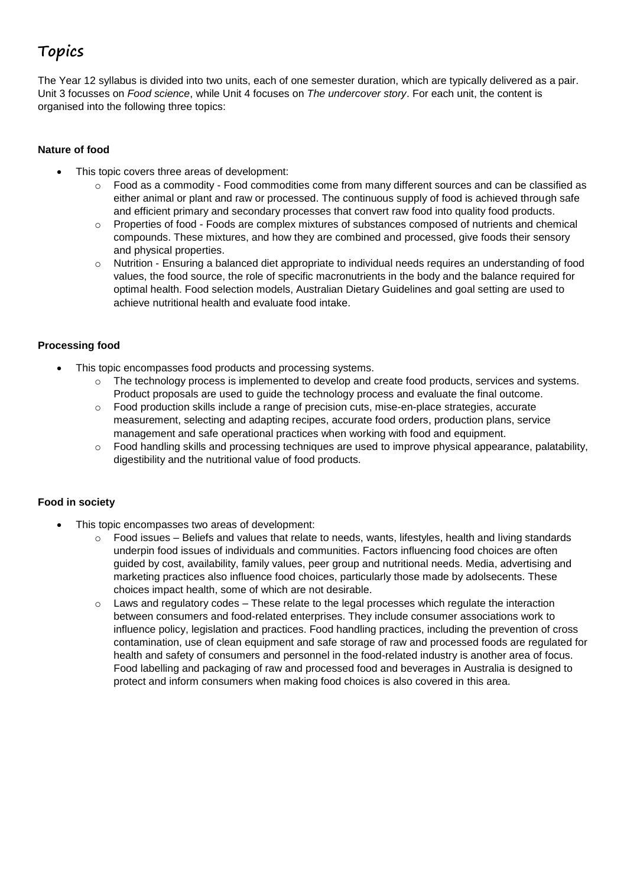# Topics

The Year 12 syllabus is divided into two units, each of one semester duration, which are typically delivered as a pair. Unit 3 focusses on *Food science*, while Unit 4 focuses on *The undercover story*. For each unit, the content is organised into the following three topics:

**Nature of food**

- This topic covers three areas of development:
  - Food as a commodity - Food commodities come from many different sources and can be classified as either animal or plant and raw or processed. The continuous supply of food is achieved through safe and efficient primary and secondary processes that convert raw food into quality food products.
  - Properties of food - Foods are complex mixtures of substances composed of nutrients and chemical compounds. These mixtures, and how they are combined and processed, give foods their sensory and physical properties.
  - Nutrition - Ensuring a balanced diet appropriate to individual needs requires an understanding of food values, the food source, the role of specific macronutrients in the body and the balance required for optimal health. Food selection models, Australian Dietary Guidelines and goal setting are used to achieve nutritional health and evaluate food intake.

**Processing food**

- This topic encompasses food products and processing systems.
  - The technology process is implemented to develop and create food products, services and systems. Product proposals are used to guide the technology process and evaluate the final outcome.
  - Food production skills include a range of precision cuts, mise-en-place strategies, accurate measurement, selecting and adapting recipes, accurate food orders, production plans, service management and safe operational practices when working with food and equipment.
  - Food handling skills and processing techniques are used to improve physical appearance, palatability, digestibility and the nutritional value of food products.

**Food in society**

- This topic encompasses two areas of development:
  - Food issues – Beliefs and values that relate to needs, wants, lifestyles, health and living standards underpin food issues of individuals and communities. Factors influencing food choices are often guided by cost, availability, family values, peer group and nutritional needs. Media, advertising and marketing practices also influence food choices, particularly those made by adolsecents. These choices impact health, some of which are not desirable.
  - Laws and regulatory codes – These relate to the legal processes which regulate the interaction between consumers and food-related enterprises. They include consumer associations work to influence policy, legislation and practices. Food handling practices, including the prevention of cross contamination, use of clean equipment and safe storage of raw and processed foods are regulated for health and safety of consumers and personnel in the food-related industry is another area of focus. Food labelling and packaging of raw and processed food and beverages in Australia is designed to protect and inform consumers when making food choices is also covered in this area.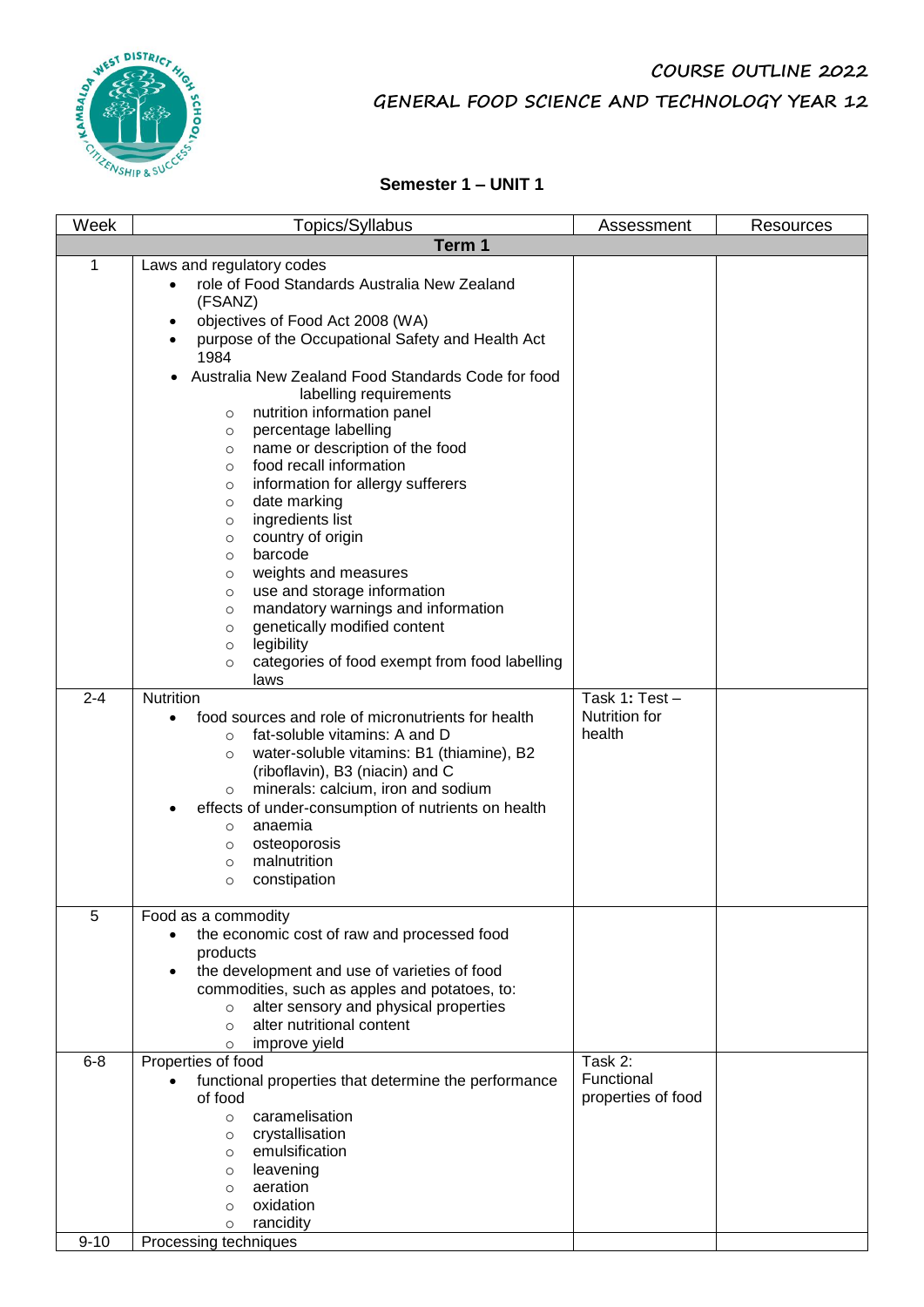# COURSE OUTLINE 2022

## GENERAL FOOD SCIENCE AND TECHNOLOGY YEAR 12

### Semester 1 – UNIT 1

| Week | Topics/Syllabus | Assessment | Resources |
|---|---|---|---|
| **Term 1** | | | |
| 1 | Laws and regulatory codes<br>• role of Food Standards Australia New Zealand (FSANZ)<br>• objectives of Food Act 2008 (WA)<br>• purpose of the Occupational Safety and Health Act 1984<br>• Australia New Zealand Food Standards Code for food labelling requirements<br>  ○ nutrition information panel<br>  ○ percentage labelling<br>  ○ name or description of the food<br>  ○ food recall information<br>  ○ information for allergy sufferers<br>  ○ date marking<br>  ○ ingredients list<br>  ○ country of origin<br>  ○ barcode<br>  ○ weights and measures<br>  ○ use and storage information<br>  ○ mandatory warnings and information<br>  ○ genetically modified content<br>  ○ legibility<br>  ○ categories of food exempt from food labelling laws | | |
| 2-4 | Nutrition<br>• food sources and role of micronutrients for health<br>  ○ fat-soluble vitamins: A and D<br>  ○ water-soluble vitamins: B1 (thiamine), B2 (riboflavin), B3 (niacin) and C<br>  ○ minerals: calcium, iron and sodium<br>• effects of under-consumption of nutrients on health<br>  ○ anaemia<br>  ○ osteoporosis<br>  ○ malnutrition<br>  ○ constipation | Task 1**:** Test – Nutrition for health | |
| 5 | Food as a commodity<br>• the economic cost of raw and processed food products<br>• the development and use of varieties of food commodities, such as apples and potatoes, to:<br>  ○ alter sensory and physical properties<br>  ○ alter nutritional content<br>  ○ improve yield | | |
| 6-8 | Properties of food<br>• functional properties that determine the performance of food<br>  ○ caramelisation<br>  ○ crystallisation<br>  ○ emulsification<br>  ○ leavening<br>  ○ aeration<br>  ○ oxidation<br>  ○ rancidity | Task 2: Functional properties of food | |
| 9-10 | Processing techniques | | |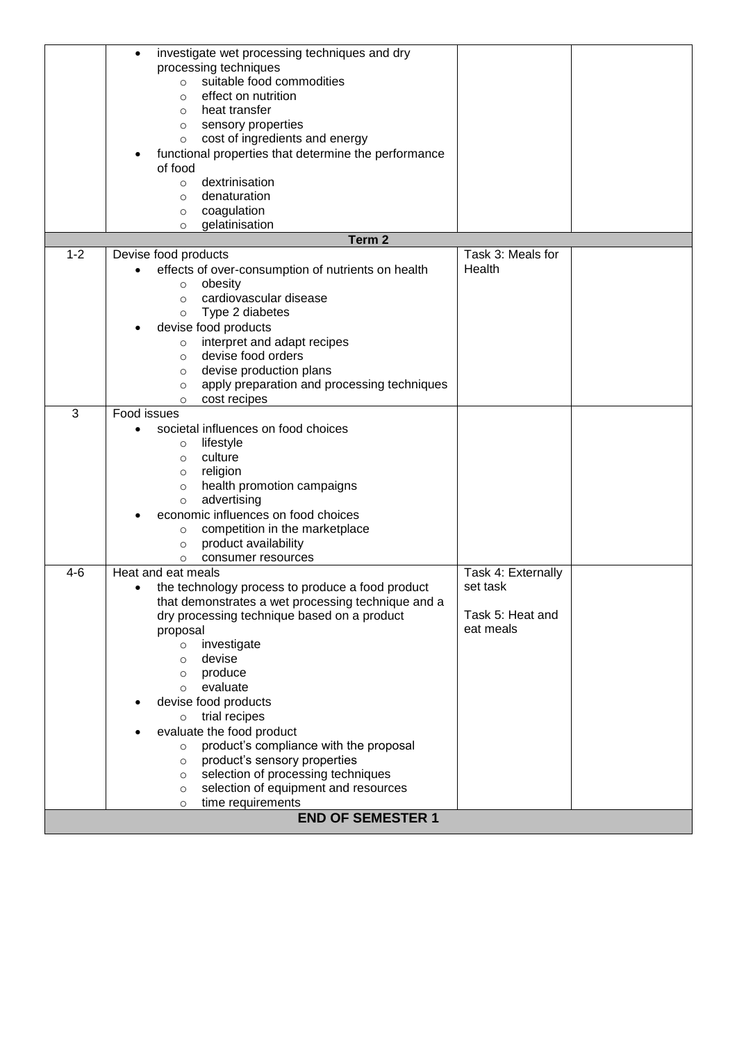| | | | |
|---|---|---|---|
| | • investigate wet processing techniques and dry processing techniques<br>  ○ suitable food commodities<br>  ○ effect on nutrition<br>  ○ heat transfer<br>  ○ sensory properties<br>  ○ cost of ingredients and energy<br>• functional properties that determine the performance of food<br>  ○ dextrinisation<br>  ○ denaturation<br>  ○ coagulation<br>  ○ gelatinisation | | |
| **Term 2** | | | |
| 1-2 | Devise food products<br>• effects of over-consumption of nutrients on health<br>  ○ obesity<br>  ○ cardiovascular disease<br>  ○ Type 2 diabetes<br>• devise food products<br>  ○ interpret and adapt recipes<br>  ○ devise food orders<br>  ○ devise production plans<br>  ○ apply preparation and processing techniques<br>  ○ cost recipes | Task 3: Meals for Health | |
| 3 | Food issues<br>• societal influences on food choices<br>  ○ lifestyle<br>  ○ culture<br>  ○ religion<br>  ○ health promotion campaigns<br>  ○ advertising<br>• economic influences on food choices<br>  ○ competition in the marketplace<br>  ○ product availability<br>  ○ consumer resources | | |
| 4-6 | Heat and eat meals<br>• the technology process to produce a food product that demonstrates a wet processing technique and a dry processing technique based on a product proposal<br>  ○ investigate<br>  ○ devise<br>  ○ produce<br>  ○ evaluate<br>• devise food products<br>  ○ trial recipes<br>• evaluate the food product<br>  ○ product's compliance with the proposal<br>  ○ product's sensory properties<br>  ○ selection of processing techniques<br>  ○ selection of equipment and resources<br>  ○ time requirements | Task 4: Externally set task<br><br>Task 5: Heat and eat meals | |
| **END OF SEMESTER 1** | | | |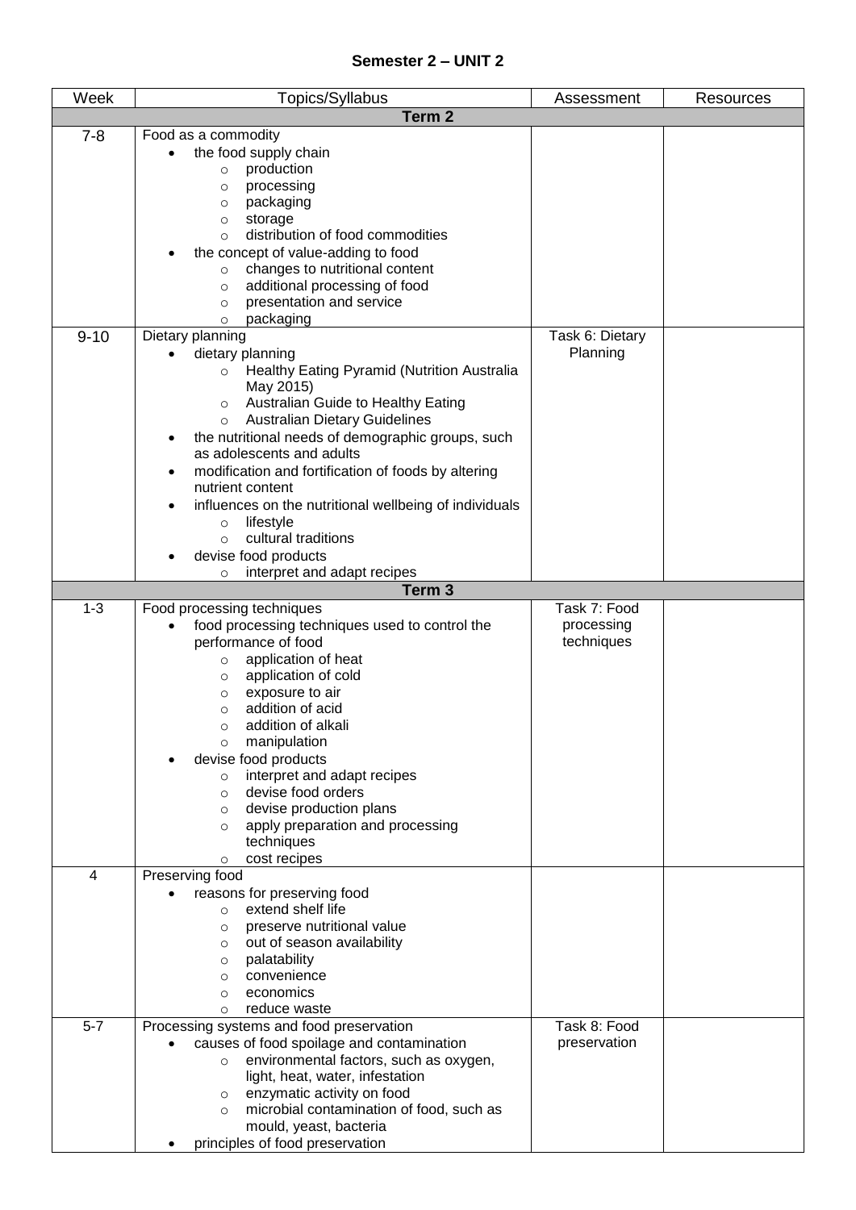# Semester 2 – UNIT 2

| Week | Topics/Syllabus | Assessment | Resources |
|---|---|---|---|
| **Term 2** | | | |
| 7-8 | Food as a commodity<br>• the food supply chain<br>  ○ production<br>  ○ processing<br>  ○ packaging<br>  ○ storage<br>  ○ distribution of food commodities<br>• the concept of value-adding to food<br>  ○ changes to nutritional content<br>  ○ additional processing of food<br>  ○ presentation and service<br>  ○ packaging | | |
| 9-10 | Dietary planning<br>• dietary planning<br>  ○ Healthy Eating Pyramid (Nutrition Australia May 2015)<br>  ○ Australian Guide to Healthy Eating<br>  ○ Australian Dietary Guidelines<br>• the nutritional needs of demographic groups, such as adolescents and adults<br>• modification and fortification of foods by altering nutrient content<br>• influences on the nutritional wellbeing of individuals<br>  ○ lifestyle<br>  ○ cultural traditions<br>• devise food products<br>  ○ interpret and adapt recipes | Task 6: Dietary Planning | |
| **Term 3** | | | |
| 1-3 | Food processing techniques<br>• food processing techniques used to control the performance of food<br>  ○ application of heat<br>  ○ application of cold<br>  ○ exposure to air<br>  ○ addition of acid<br>  ○ addition of alkali<br>  ○ manipulation<br>• devise food products<br>  ○ interpret and adapt recipes<br>  ○ devise food orders<br>  ○ devise production plans<br>  ○ apply preparation and processing techniques<br>  ○ cost recipes | Task 7: Food processing techniques | |
| 4 | Preserving food<br>• reasons for preserving food<br>  ○ extend shelf life<br>  ○ preserve nutritional value<br>  ○ out of season availability<br>  ○ palatability<br>  ○ convenience<br>  ○ economics<br>  ○ reduce waste | | |
| 5-7 | Processing systems and food preservation<br>• causes of food spoilage and contamination<br>  ○ environmental factors, such as oxygen, light, heat, water, infestation<br>  ○ enzymatic activity on food<br>  ○ microbial contamination of food, such as mould, yeast, bacteria<br>• principles of food preservation | Task 8: Food preservation | |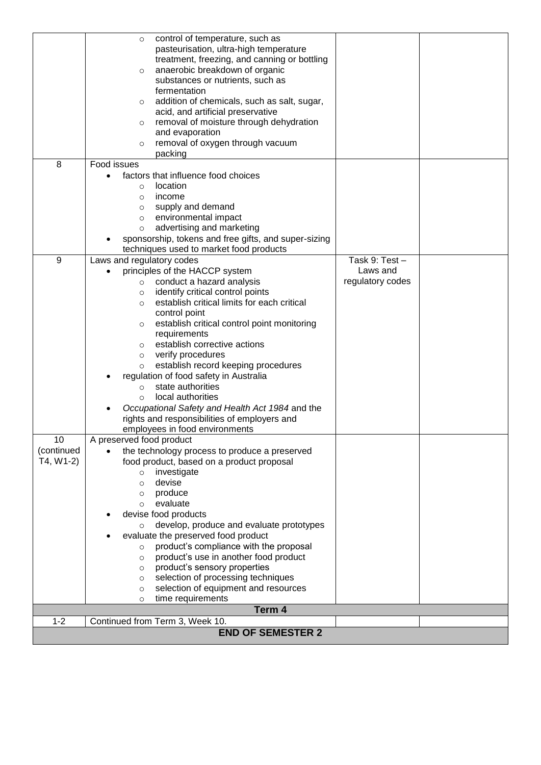| | | | |
|---|---|---|---|
| | ◦ control of temperature, such as pasteurisation, ultra-high temperature treatment, freezing, and canning or bottling<br>◦ anaerobic breakdown of organic substances or nutrients, such as fermentation<br>◦ addition of chemicals, such as salt, sugar, acid, and artificial preservative<br>◦ removal of moisture through dehydration and evaporation<br>◦ removal of oxygen through vacuum packing | | |
| 8 | Food issues<br>• factors that influence food choices<br>◦ location<br>◦ income<br>◦ supply and demand<br>◦ environmental impact<br>◦ advertising and marketing<br>• sponsorship, tokens and free gifts, and super-sizing techniques used to market food products | | |
| 9 | Laws and regulatory codes<br>• principles of the HACCP system<br>◦ conduct a hazard analysis<br>◦ identify critical control points<br>◦ establish critical limits for each critical control point<br>◦ establish critical control point monitoring requirements<br>◦ establish corrective actions<br>◦ verify procedures<br>◦ establish record keeping procedures<br>• regulation of food safety in Australia<br>◦ state authorities<br>◦ local authorities<br>• *Occupational Safety and Health Act 1984* and the rights and responsibilities of employers and employees in food environments | Task 9: Test – Laws and regulatory codes | |
| 10 (continued T4, W1-2) | A preserved food product<br>• the technology process to produce a preserved food product, based on a product proposal<br>◦ investigate<br>◦ devise<br>◦ produce<br>◦ evaluate<br>• devise food products<br>◦ develop, produce and evaluate prototypes<br>• evaluate the preserved food product<br>◦ product's compliance with the proposal<br>◦ product's use in another food product<br>◦ product's sensory properties<br>◦ selection of processing techniques<br>◦ selection of equipment and resources<br>◦ time requirements | | |
| **Term 4** | | | |
| 1-2 | Continued from Term 3, Week 10. | | |
| **END OF SEMESTER 2** | | | |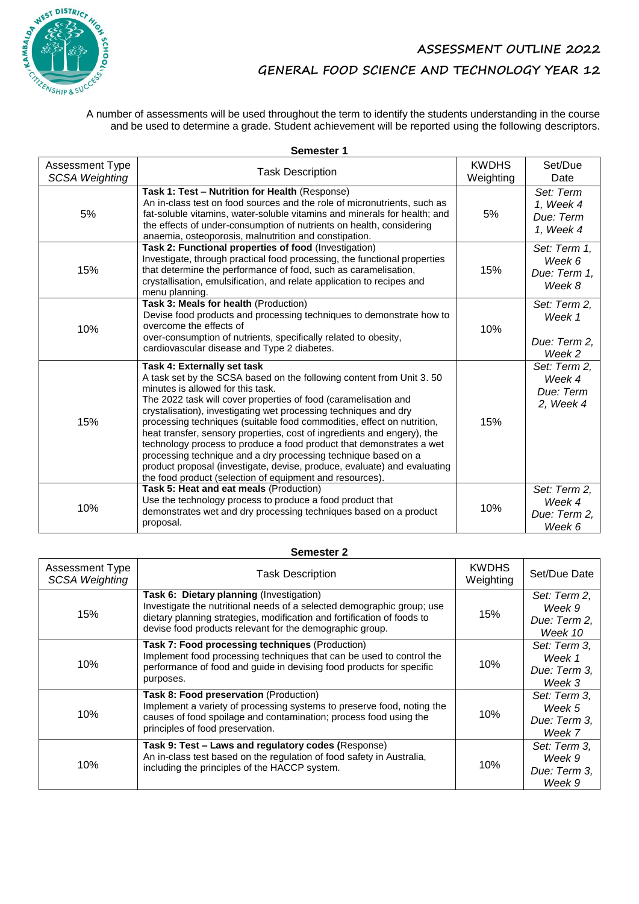# ASSESSMENT OUTLINE 2022

## GENERAL FOOD SCIENCE AND TECHNOLOGY YEAR 12

A number of assessments will be used throughout the term to identify the students understanding in the course and be used to determine a grade. Student achievement will be reported using the following descriptors.

### Semester 1

| Assessment Type *SCSA Weighting* | Task Description | KWDHS Weighting | Set/Due Date |
|---|---|---|---|
| 5% | **Task 1: Test – Nutrition for Health** (Response) An in-class test on food sources and the role of micronutrients, such as fat-soluble vitamins, water-soluble vitamins and minerals for health; and the effects of under-consumption of nutrients on health, considering anaemia, osteoporosis, malnutrition and constipation. | 5% | *Set: Term 1, Week 4 Due: Term 1, Week 4* |
| 15% | **Task 2: Functional properties of food** (Investigation) Investigate, through practical food processing, the functional properties that determine the performance of food, such as caramelisation, crystallisation, emulsification, and relate application to recipes and menu planning. | 15% | *Set: Term 1, Week 6 Due: Term 1, Week 8* |
| 10% | **Task 3: Meals for health** (Production) Devise food products and processing techniques to demonstrate how to overcome the effects of over-consumption of nutrients, specifically related to obesity, cardiovascular disease and Type 2 diabetes. | 10% | *Set: Term 2, Week 1 Due: Term 2, Week 2* |
| 15% | **Task 4: Externally set task** A task set by the SCSA based on the following content from Unit 3. 50 minutes is allowed for this task. The 2022 task will cover properties of food (caramelisation and crystalisation), investigating wet processing techniques and dry processing techniques (suitable food commodities, effect on nutrition, heat transfer, sensory properties, cost of ingredients and engery), the technology process to produce a food product that demonstrates a wet processing technique and a dry processing technique based on a product proposal (investigate, devise, produce, evaluate) and evaluating the food product (selection of equipment and resources). | 15% | *Set: Term 2, Week 4 Due: Term 2, Week 4* |
| 10% | **Task 5: Heat and eat meals** (Production) Use the technology process to produce a food product that demonstrates wet and dry processing techniques based on a product proposal. | 10% | *Set: Term 2, Week 4 Due: Term 2, Week 6* |

### Semester 2

| Assessment Type *SCSA Weighting* | Task Description | KWDHS Weighting | Set/Due Date |
|---|---|---|---|
| 15% | **Task 6: Dietary planning** (Investigation) Investigate the nutritional needs of a selected demographic group; use dietary planning strategies, modification and fortification of foods to devise food products relevant for the demographic group. | 15% | *Set: Term 2, Week 9 Due: Term 2, Week 10* |
| 10% | **Task 7: Food processing techniques** (Production) Implement food processing techniques that can be used to control the performance of food and guide in devising food products for specific purposes. | 10% | *Set: Term 3, Week 1 Due: Term 3, Week 3* |
| 10% | **Task 8: Food preservation** (Production) Implement a variety of processing systems to preserve food, noting the causes of food spoilage and contamination; process food using the principles of food preservation. | 10% | *Set: Term 3, Week 5 Due: Term 3, Week 7* |
| 10% | **Task 9: Test – Laws and regulatory codes (**Response) An in-class test based on the regulation of food safety in Australia, including the principles of the HACCP system. | 10% | *Set: Term 3, Week 9 Due: Term 3, Week 9* |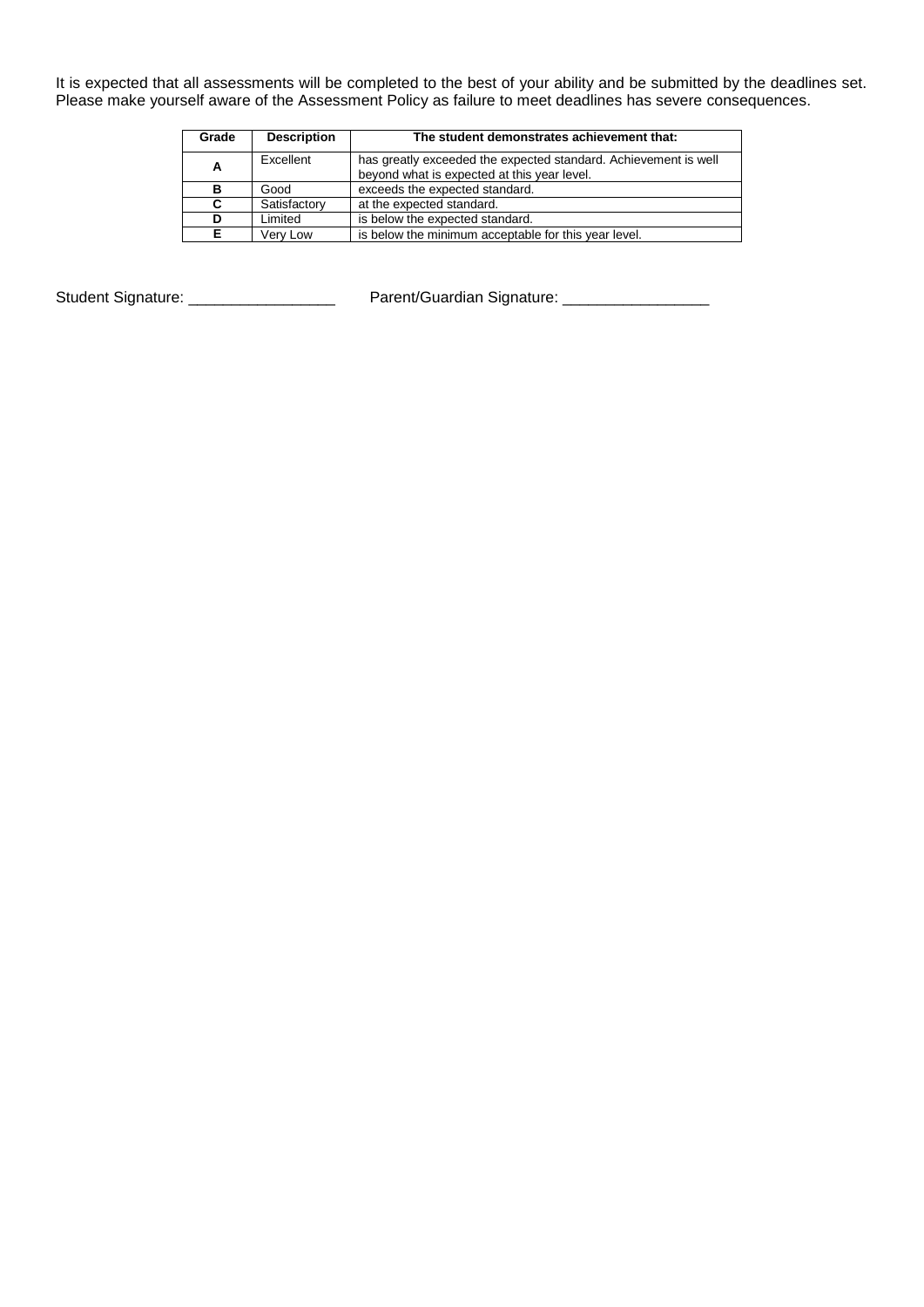It is expected that all assessments will be completed to the best of your ability and be submitted by the deadlines set. Please make yourself aware of the Assessment Policy as failure to meet deadlines has severe consequences.

| Grade | Description | The student demonstrates achievement that: |
|---|---|---|
| **A** | Excellent | has greatly exceeded the expected standard. Achievement is well beyond what is expected at this year level. |
| **B** | Good | exceeds the expected standard. |
| **C** | Satisfactory | at the expected standard. |
| **D** | Limited | is below the expected standard. |
| **E** | Very Low | is below the minimum acceptable for this year level. |

Student Signature: _________________ Parent/Guardian Signature: _________________